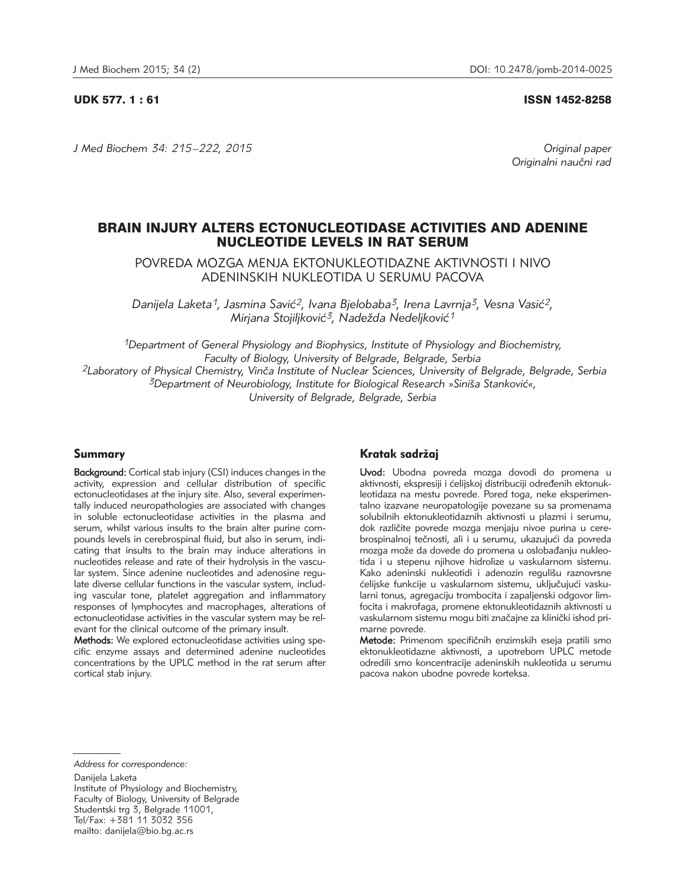UDK 577. 1 : 61

ISSN 1452-8258

Original paper
Originalni naučni rad

# BRAIN INJURY ALTERS ECTONUCLEOTIDASE ACTIVITIES AND ADENINE NUCLEOTIDE LEVELS IN RAT SERUM

## POVREDA MOZGA MENJA EKTONUKLEOTIDAZNE AKTIVNOSTI I NIVO ADENINSKIH NUKLEOTIDA U SERUMU PACOVA

*Danijela Laketa[1], Jasmina Savić[2], Ivana Bjelobaba[3], Irena Lavrnja[3], Vesna Vasić[2], Mirjana Stojiljković[3], Nadežda Nedeljković[1]*

*[1]Department of General Physiology and Biophysics, Institute of Physiology and Biochemistry, Faculty of Biology, University of Belgrade, Belgrade, Serbia*
*[2]Laboratory of Physical Chemistry, Vinča Institute of Nuclear Sciences, University of Belgrade, Belgrade, Serbia*
*[3]Department of Neurobiology, Institute for Biological Research »Siniša Stanković«, University of Belgrade, Belgrade, Serbia*

### Summary

**Background:** Cortical stab injury (CSI) induces changes in the activity, expression and cellular distribution of specific ectonucleotidases at the injury site. Also, several experimentally induced neuropathologies are associated with changes in soluble ectonucleotidase activities in the plasma and serum, whilst various insults to the brain alter purine compounds levels in cerebrospinal fluid, but also in serum, indicating that insults to the brain may induce alterations in nucleotides release and rate of their hydrolysis in the vascular system. Since adenine nucleotides and adenosine regulate diverse cellular functions in the vascular system, including vascular tone, platelet aggregation and inflammatory responses of lymphocytes and macrophages, alterations of ectonucleotidase activities in the vascular system may be relevant for the clinical outcome of the primary insult.

**Methods:** We explored ectonucleotidase activities using specific enzyme assays and determined adenine nucleotides concentrations by the UPLC method in the rat serum after cortical stab injury.

### Kratak sadržaj

**Uvod:** Ubodna povreda mozga dovodi do promena u aktivnosti, ekspresiji i ćelijskoj distribuciji određenih ektonukleotidaza na mestu povrede. Pored toga, neke eksperimentalno izazvane neuropatologije povezane su sa promenama solubilnih ektonukleotidaznih aktivnosti u plazmi i serumu, dok različite povrede mozga menjaju nivoe purina u cerebrospinalnoj tečnosti, ali i u serumu, ukazujući da povreda mozga može da dovede do promena u oslobađanju nukleotida i u stepenu njihove hidrolize u vaskularnom sistemu. Kako adeninski nukleotidi i adenozin regulišu raznovrsne ćelijske funkcije u vaskularnom sistemu, uključujući vaskularni tonus, agregaciju trombocita i zapaljenski odgovor limfocita i makrofaga, promene ektonukleotidaznih aktivnosti u vaskularnom sistemu mogu biti značajne za klinički ishod primarne povrede.

**Metode:** Primenom specifičnih enzimskih eseja pratili smo ektonukleotidazne aktivnosti, a upotrebom UPLC metode odredili smo koncentracije adeninskih nukleotida u serumu pacova nakon ubodne povrede korteksa.

---

*Address for correspondence:*

Danijela Laketa
Institute of Physiology and Biochemistry,
Faculty of Biology, University of Belgrade
Studentski trg 3, Belgrade 11001,
Tel/Fax: +381 11 3032 356
mailto: danijela@bio.bg.ac.rs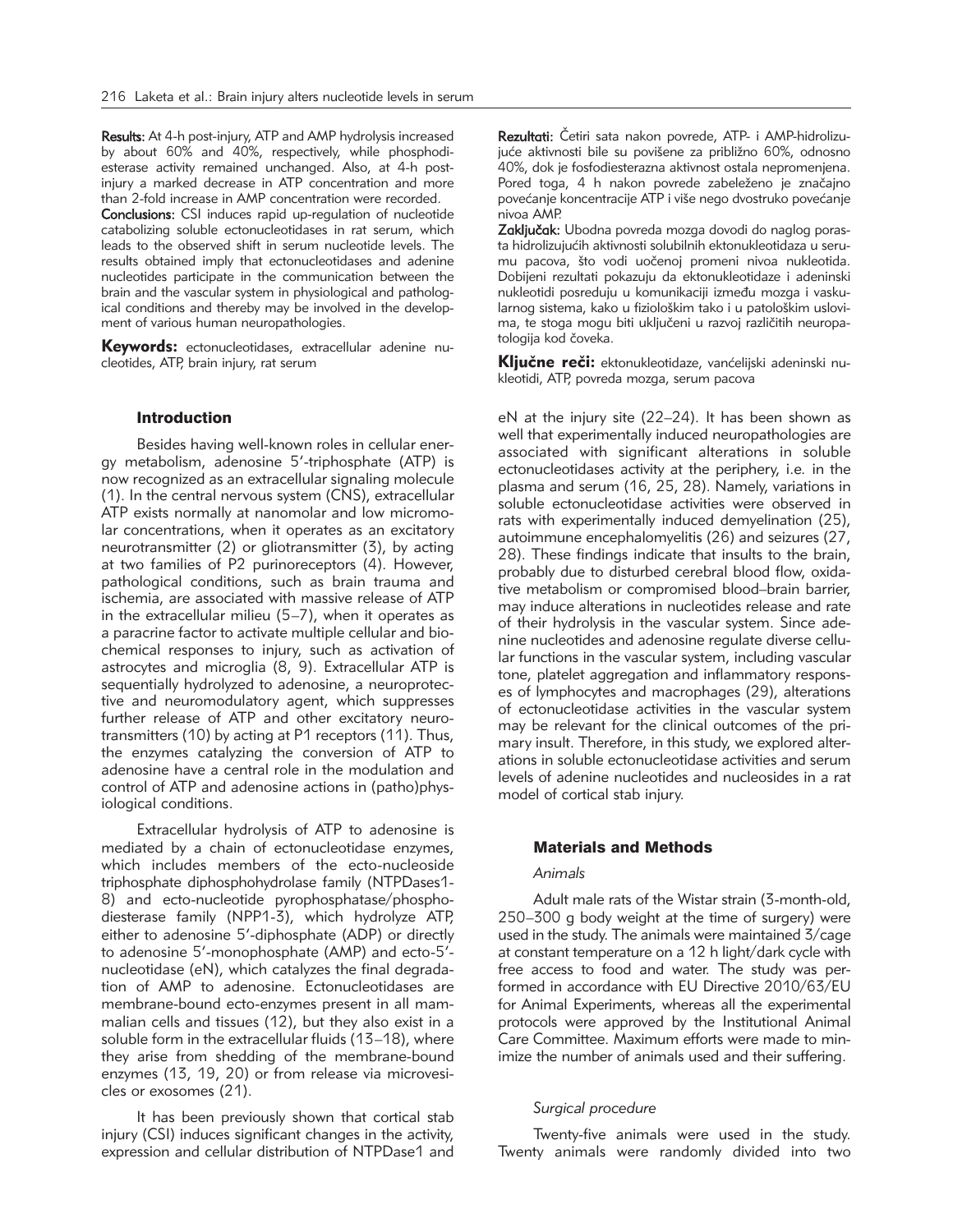**Results:** At 4-h post-injury, ATP and AMP hydrolysis increased by about 60% and 40%, respectively, while phosphodiesterase activity remained unchanged. Also, at 4-h post-injury a marked decrease in ATP concentration and more than 2-fold increase in AMP concentration were recorded.

**Conclusions:** CSI induces rapid up-regulation of nucleotide catabolizing soluble ectonucleotidases in rat serum, which leads to the observed shift in serum nucleotide levels. The results obtained imply that ectonucleotidases and adenine nucleotides participate in the communication between the brain and the vascular system in physiological and pathological conditions and thereby may be involved in the development of various human neuropathologies.

**Keywords:** ectonucleotidases, extracellular adenine nucleotides, ATP, brain injury, rat serum

**Rezultati:** Četiri sata nakon povrede, ATP- i AMP-hidrolizujuće aktivnosti bile su povišene za približno 60%, odnosno 40%, dok je fosfodiesterazna aktivnost ostala nepromenjena. Pored toga, 4 h nakon povrede zabeleženo je značajno povećanje koncentracije ATP i više nego dvostruko povećanje nivoa AMP.

**Zaključak:** Ubodna povreda mozga dovodi do naglog porasta hidrolizujućih aktivnosti solubilnih ektonukleotidaza u serumu pacova, što vodi uočenoj promeni nivoa nukleotida. Dobijeni rezultati pokazuju da ektonukleotidaze i adeninski nukleotidi posreduju u komunikaciji između mozga i vaskularnog sistema, kako u fiziološkim tako i u patološkim uslovima, te stoga mogu biti uključeni u razvoj različitih neuropatologija kod čoveka.

**Ključne reči:** ektonukleotidaze, vanćelijski adeninski nukleotidi, ATP, povreda mozga, serum pacova

## Introduction

Besides having well-known roles in cellular energy metabolism, adenosine 5′-triphosphate (ATP) is now recognized as an extracellular signaling molecule (1). In the central nervous system (CNS), extracellular ATP exists normally at nanomolar and low micromolar concentrations, when it operates as an excitatory neurotransmitter (2) or gliotransmitter (3), by acting at two families of P2 purinoreceptors (4). However, pathological conditions, such as brain trauma and ischemia, are associated with massive release of ATP in the extracellular milieu (5–7), when it operates as a paracrine factor to activate multiple cellular and biochemical responses to injury, such as activation of astrocytes and microglia (8, 9). Extracellular ATP is sequentially hydrolyzed to adenosine, a neuroprotective and neuromodulatory agent, which suppresses further release of ATP and other excitatory neurotransmitters (10) by acting at P1 receptors (11). Thus, the enzymes catalyzing the conversion of ATP to adenosine have a central role in the modulation and control of ATP and adenosine actions in (patho)physiological conditions.

Extracellular hydrolysis of ATP to adenosine is mediated by a chain of ectonucleotidase enzymes, which includes members of the ecto-nucleoside triphosphate diphosphohydrolase family (NTPDases1-8) and ecto-nucleotide pyrophosphatase/phosphodiesterase family (NPP1-3), which hydrolyze ATP, either to adenosine 5′-diphosphate (ADP) or directly to adenosine 5′-monophosphate (AMP) and ecto-5′-nucleotidase (eN), which catalyzes the final degradation of AMP to adenosine. Ectonucleotidases are membrane-bound ecto-enzymes present in all mammalian cells and tissues (12), but they also exist in a soluble form in the extracellular fluids (13–18), where they arise from shedding of the membrane-bound enzymes (13, 19, 20) or from release via microvesicles or exosomes (21).

It has been previously shown that cortical stab injury (CSI) induces significant changes in the activity, expression and cellular distribution of NTPDase1 and eN at the injury site (22–24). It has been shown as well that experimentally induced neuropathologies are associated with significant alterations in soluble ectonucleotidases activity at the periphery, i.e. in the plasma and serum (16, 25, 28). Namely, variations in soluble ectonucleotidase activities were observed in rats with experimentally induced demyelination (25), autoimmune encephalomyelitis (26) and seizures (27, 28). These findings indicate that insults to the brain, probably due to disturbed cerebral blood flow, oxidative metabolism or compromised blood–brain barrier, may induce alterations in nucleotides release and rate of their hydrolysis in the vascular system. Since adenine nucleotides and adenosine regulate diverse cellular functions in the vascular system, including vascular tone, platelet aggregation and inflammatory responses of lymphocytes and macrophages (29), alterations of ectonucleotidase activities in the vascular system may be relevant for the clinical outcomes of the primary insult. Therefore, in this study, we explored alterations in soluble ectonucleotidase activities and serum levels of adenine nucleotides and nucleosides in a rat model of cortical stab injury.

## Materials and Methods

### *Animals*

Adult male rats of the Wistar strain (3-month-old, 250–300 g body weight at the time of surgery) were used in the study. The animals were maintained 3/cage at constant temperature on a 12 h light/dark cycle with free access to food and water. The study was performed in accordance with EU Directive 2010/63/EU for Animal Experiments, whereas all the experimental protocols were approved by the Institutional Animal Care Committee. Maximum efforts were made to minimize the number of animals used and their suffering.

### *Surgical procedure*

Twenty-five animals were used in the study. Twenty animals were randomly divided into two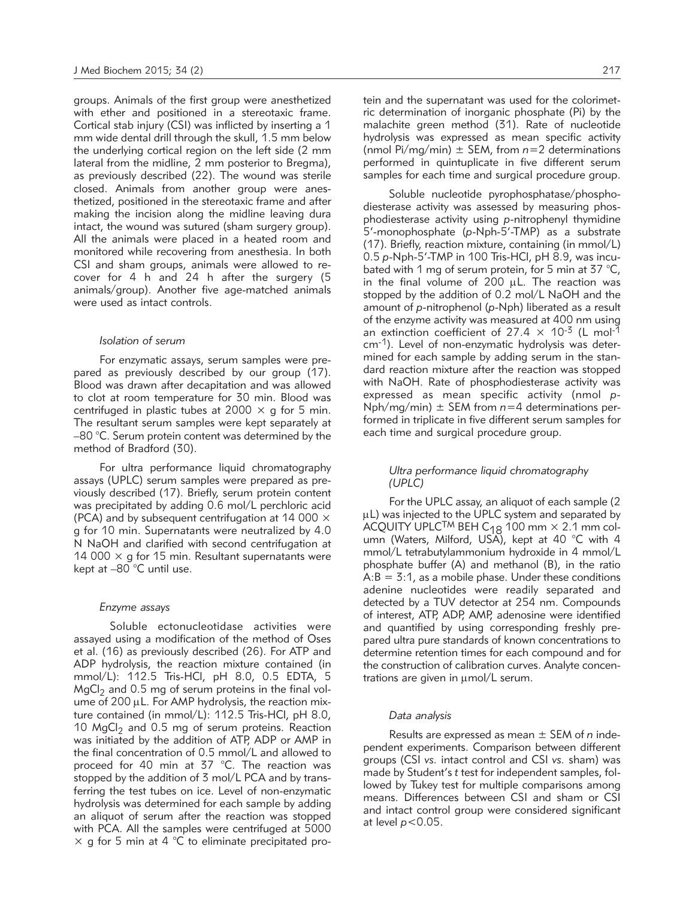groups. Animals of the first group were anesthetized with ether and positioned in a stereotaxic frame. Cortical stab injury (CSI) was inflicted by inserting a 1 mm wide dental drill through the skull, 1.5 mm below the underlying cortical region on the left side (2 mm lateral from the midline, 2 mm posterior to Bregma), as previously described (22). The wound was sterile closed. Animals from another group were anesthetized, positioned in the stereotaxic frame and after making the incision along the midline leaving dura intact, the wound was sutured (sham surgery group). All the animals were placed in a heated room and monitored while recovering from anesthesia. In both CSI and sham groups, animals were allowed to recover for 4 h and 24 h after the surgery (5 animals/group). Another five age-matched animals were used as intact controls.

### *Isolation of serum*

For enzymatic assays, serum samples were prepared as previously described by our group (17). Blood was drawn after decapitation and was allowed to clot at room temperature for 30 min. Blood was centrifuged in plastic tubes at 2000 × g for 5 min. The resultant serum samples were kept separately at –80 °C. Serum protein content was determined by the method of Bradford (30).

For ultra performance liquid chromatography assays (UPLC) serum samples were prepared as previously described (17). Briefly, serum protein content was precipitated by adding 0.6 mol/L perchloric acid (PCA) and by subsequent centrifugation at 14 000 × g for 10 min. Supernatants were neutralized by 4.0 N NaOH and clarified with second centrifugation at 14 000 × g for 15 min. Resultant supernatants were kept at –80 °C until use.

### *Enzyme assays*

Soluble ectonucleotidase activities were assayed using a modification of the method of Oses et al. (16) as previously described (26). For ATP and ADP hydrolysis, the reaction mixture contained (in mmol/L): 112.5 Tris-HCl, pH 8.0, 0.5 EDTA, 5 $MgCl_2$ and 0.5 mg of serum proteins in the final volume of 200 μL. For AMP hydrolysis, the reaction mixture contained (in mmol/L): 112.5 Tris-HCl, pH 8.0, 10 $MgCl_2$ and 0.5 mg of serum proteins. Reaction was initiated by the addition of ATP, ADP or AMP in the final concentration of 0.5 mmol/L and allowed to proceed for 40 min at 37 °C. The reaction was stopped by the addition of 3 mol/L PCA and by transferring the test tubes on ice. Level of non-enzymatic hydrolysis was determined for each sample by adding an aliquot of serum after the reaction was stopped with PCA. All the samples were centrifuged at 5000 × g for 5 min at 4 °C to eliminate precipitated protein and the supernatant was used for the colorimetric determination of inorganic phosphate (Pi) by the malachite green method (31). Rate of nucleotide hydrolysis was expressed as mean specific activity (nmol Pi/mg/min) ± SEM, from $n=2$ determinations performed in quintuplicate in five different serum samples for each time and surgical procedure group.

Soluble nucleotide pyrophosphatase/phosphodiesterase activity was assessed by measuring phosphodiesterase activity using *p*-nitrophenyl thymidine 5′-monophosphate (*p*-Nph-5′-TMP) as a substrate (17). Briefly, reaction mixture, containing (in mmol/L) 0.5 *p*-Nph-5′-TMP in 100 Tris-HCl, pH 8.9, was incubated with 1 mg of serum protein, for 5 min at 37 °C, in the final volume of 200 μL. The reaction was stopped by the addition of 0.2 mol/L NaOH and the amount of *p*-nitrophenol (*p*-Nph) liberated as a result of the enzyme activity was measured at 400 nm using an extinction coefficient of $27.4 \times 10^{-3}$ (L $mol^{-1}$ $cm^{-1}$). Level of non-enzymatic hydrolysis was determined for each sample by adding serum in the standard reaction mixture after the reaction was stopped with NaOH. Rate of phosphodiesterase activity was expressed as mean specific activity (nmol *p*-Nph/mg/min) ± SEM from $n=4$ determinations performed in triplicate in five different serum samples for each time and surgical procedure group.

### *Ultra performance liquid chromatography (UPLC)*

For the UPLC assay, an aliquot of each sample (2 μL) was injected to the UPLC system and separated by ACQUITY UPLC™ BEH $C_{18}$ 100 mm × 2.1 mm column (Waters, Milford, USA), kept at 40 °C with 4 mmol/L tetrabutylammonium hydroxide in 4 mmol/L phosphate buffer (A) and methanol (B), in the ratio A:B = 3:1, as a mobile phase. Under these conditions adenine nucleotides were readily separated and detected by a TUV detector at 254 nm. Compounds of interest, ATP, ADP, AMP, adenosine were identified and quantified by using corresponding freshly prepared ultra pure standards of known concentrations to determine retention times for each compound and for the construction of calibration curves. Analyte concentrations are given in μmol/L serum.

### *Data analysis*

Results are expressed as mean ± SEM of *n* independent experiments. Comparison between different groups (CSI *vs.* intact control and CSI *vs.* sham) was made by Student's *t* test for independent samples, followed by Tukey test for multiple comparisons among means. Differences between CSI and sham or CSI and intact control group were considered significant at level $p<0.05$.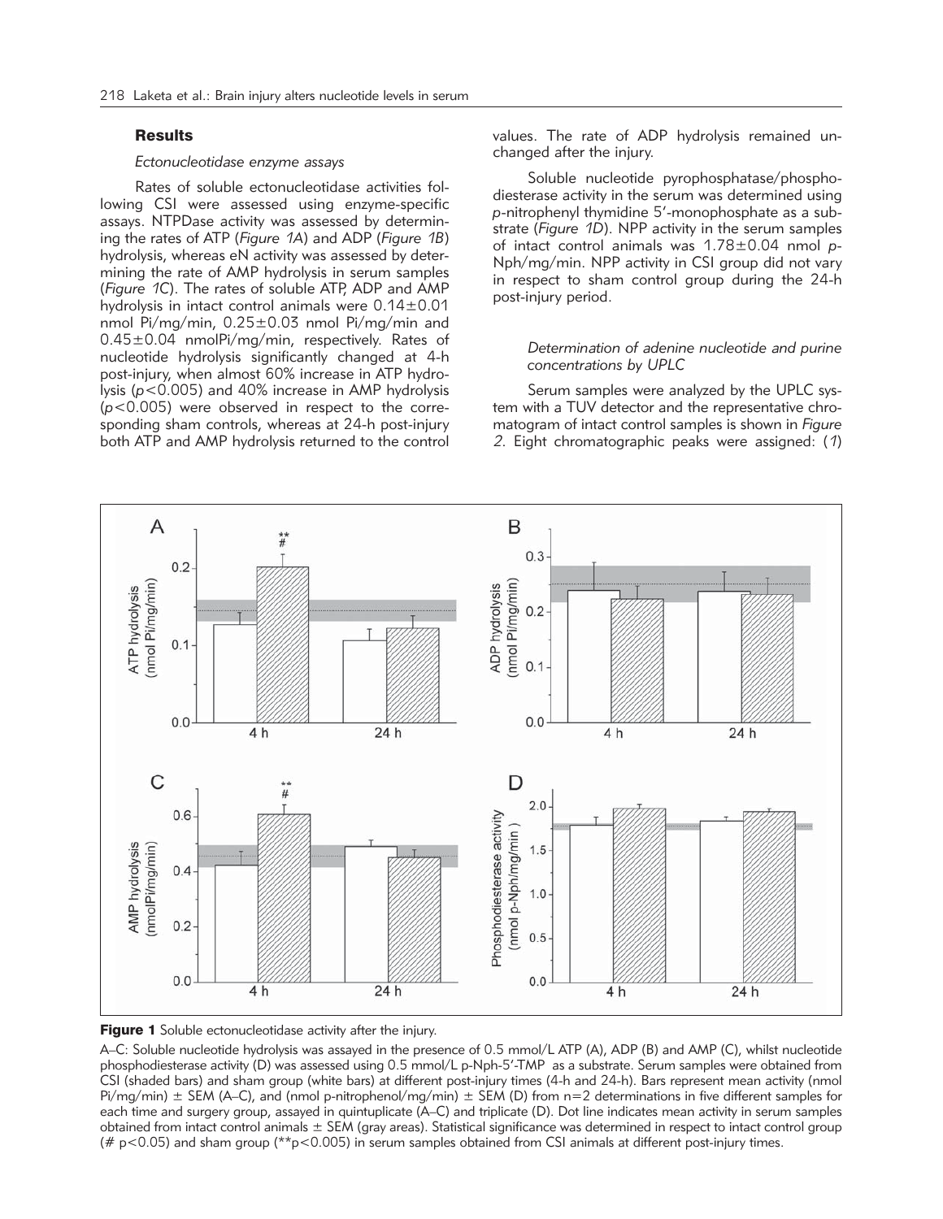## Results

### *Ectonucleotidase enzyme assays*

Rates of soluble ectonucleotidase activities following CSI were assessed using enzyme-specific assays. NTPDase activity was assessed by determining the rates of ATP (*Figure 1A*) and ADP (*Figure 1B*) hydrolysis, whereas eN activity was assessed by determining the rate of AMP hydrolysis in serum samples (*Figure 1C*). The rates of soluble ATP, ADP and AMP hydrolysis in intact control animals were 0.14±0.01 nmol Pi/mg/min, 0.25±0.03 nmol Pi/mg/min and 0.45±0.04 nmolPi/mg/min, respectively. Rates of nucleotide hydrolysis significantly changed at 4-h post-injury, when almost 60% increase in ATP hydrolysis ($p<0.005$) and 40% increase in AMP hydrolysis ($p<0.005$) were observed in respect to the corresponding sham controls, whereas at 24-h post-injury both ATP and AMP hydrolysis returned to the control values. The rate of ADP hydrolysis remained unchanged after the injury.

Soluble nucleotide pyrophosphatase/phosphodiesterase activity in the serum was determined using *p*-nitrophenyl thymidine 5′-monophosphate as a substrate (*Figure 1D*). NPP activity in the serum samples of intact control animals was 1.78±0.04 nmol *p*-Nph/mg/min. NPP activity in CSI group did not vary in respect to sham control group during the 24-h post-injury period.

### *Determination of adenine nucleotide and purine concentrations by UPLC*

Serum samples were analyzed by the UPLC system with a TUV detector and the representative chromatogram of intact control samples is shown in *Figure 2*. Eight chromatographic peaks were assigned: (*1*)

**Figure 1** Soluble ectonucleotidase activity after the injury.

A–C: Soluble nucleotide hydrolysis was assayed in the presence of 0.5 mmol/L ATP (A), ADP (B) and AMP (C), whilst nucleotide phosphodiesterase activity (D) was assessed using 0.5 mmol/L p-Nph-5′-TMP as a substrate. Serum samples were obtained from CSI (shaded bars) and sham group (white bars) at different post-injury times (4-h and 24-h). Bars represent mean activity (nmol Pi/mg/min) ± SEM (A–C), and (nmol p-nitrophenol/mg/min) ± SEM (D) from n=2 determinations in five different samples for each time and surgery group, assayed in quintuplicate (A–C) and triplicate (D). Dot line indicates mean activity in serum samples obtained from intact control animals ± SEM (gray areas). Statistical significance was determined in respect to intact control group (# $p<0.05$) and sham group (** $p<0.005$) in serum samples obtained from CSI animals at different post-injury times.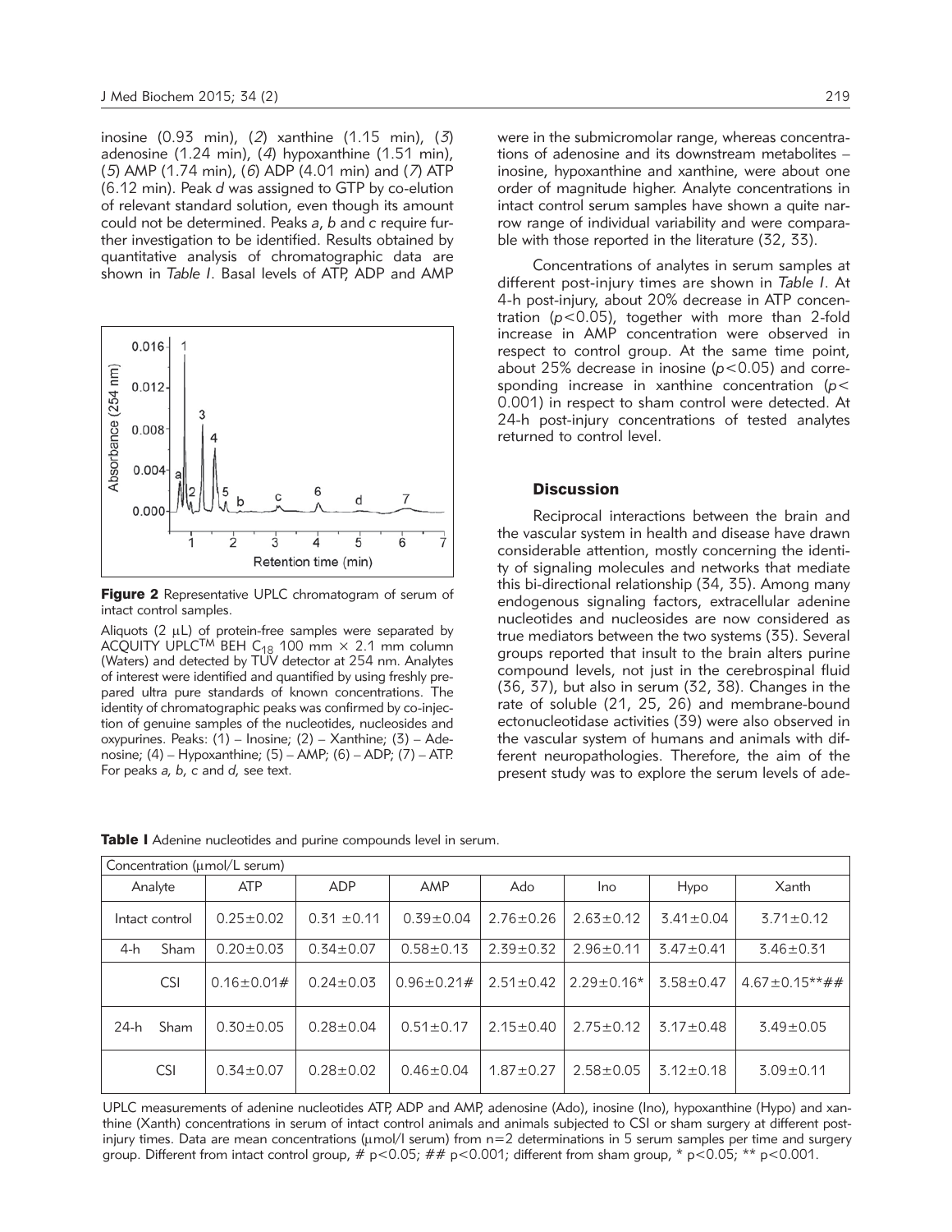inosine (0.93 min), (*2*) xanthine (1.15 min), (*3*) adenosine (1.24 min), (*4*) hypoxanthine (1.51 min), (*5*) AMP (1.74 min), (*6*) ADP (4.01 min) and (*7*) ATP (6.12 min). Peak *d* was assigned to GTP by co-elution of relevant standard solution, even though its amount could not be determined. Peaks *a*, *b* and *c* require further investigation to be identified. Results obtained by quantitative analysis of chromatographic data are shown in *Table I*. Basal levels of ATP, ADP and AMP were in the submicromolar range, whereas concentrations of adenosine and its downstream metabolites – inosine, hypoxanthine and xanthine, were about one order of magnitude higher. Analyte concentrations in intact control serum samples have shown a quite narrow range of individual variability and were comparable with those reported in the literature (32, 33).

**Figure 2** Representative UPLC chromatogram of serum of intact control samples.

Aliquots (2 μL) of protein-free samples were separated by ACQUITY UPLC[TM] BEH $C_{18}$ 100 mm × 2.1 mm column (Waters) and detected by TUV detector at 254 nm. Analytes of interest were identified and quantified by using freshly prepared ultra pure standards of known concentrations. The identity of chromatographic peaks was confirmed by co-injection of genuine samples of the nucleotides, nucleosides and oxypurines. Peaks: (1) – Inosine; (2) – Xanthine; (3) – Adenosine; (4) – Hypoxanthine; (5) – AMP; (6) – ADP; (7) – ATP. For peaks *a*, *b*, *c* and *d*, see text.

Concentrations of analytes in serum samples at different post-injury times are shown in *Table I*. At 4-h post-injury, about 20% decrease in ATP concentration ($p<0.05$), together with more than 2-fold increase in AMP concentration were observed in respect to control group. At the same time point, about 25% decrease in inosine ($p<0.05$) and corresponding increase in xanthine concentration ($p<0.001$) in respect to sham control were detected. At 24-h post-injury concentrations of tested analytes returned to control level.

## Discussion

Reciprocal interactions between the brain and the vascular system in health and disease have drawn considerable attention, mostly concerning the identity of signaling molecules and networks that mediate this bi-directional relationship (34, 35). Among many endogenous signaling factors, extracellular adenine nucleotides and nucleosides are now considered as true mediators between the two systems (35). Several groups reported that insult to the brain alters purine compound levels, not just in the cerebrospinal fluid (36, 37), but also in serum (32, 38). Changes in the rate of soluble (21, 25, 26) and membrane-bound ectonucleotidase activities (39) were also observed in the vascular system of humans and animals with different neuropathologies. Therefore, the aim of the present study was to explore the serum levels of ade-

**Table I** Adenine nucleotides and purine compounds level in serum.

| Concentration (μmol/L serum) | | | | | | | | |
|---|---|---|---|---|---|---|---|---|
| Analyte | | ATP | ADP | AMP | Ado | Ino | Hypo | Xanth |
| Intact control | | 0.25±0.02 | 0.31 ±0.11 | 0.39±0.04 | 2.76±0.26 | 2.63±0.12 | 3.41±0.04 | 3.71±0.12 |
| 4-h | Sham | 0.20±0.03 | 0.34±0.07 | 0.58±0.13 | 2.39±0.32 | 2.96±0.11 | 3.47±0.41 | 3.46±0.31 |
| | CSI | 0.16±0.01# | 0.24±0.03 | 0.96±0.21# | 2.51±0.42 | 2.29±0.16* | 3.58±0.47 | 4.67±0.15**## |
| 24-h | Sham | 0.30±0.05 | 0.28±0.04 | 0.51±0.17 | 2.15±0.40 | 2.75±0.12 | 3.17±0.48 | 3.49±0.05 |
| | CSI | 0.34±0.07 | 0.28±0.02 | 0.46±0.04 | 1.87±0.27 | 2.58±0.05 | 3.12±0.18 | 3.09±0.11 |

UPLC measurements of adenine nucleotides ATP, ADP and AMP, adenosine (Ado), inosine (Ino), hypoxanthine (Hypo) and xanthine (Xanth) concentrations in serum of intact control animals and animals subjected to CSI or sham surgery at different post-injury times. Data are mean concentrations (μmol/l serum) from n=2 determinations in 5 serum samples per time and surgery group. Different from intact control group, # $p<0.05$; ## $p<0.001$; different from sham group, * $p<0.05$; ** $p<0.001$.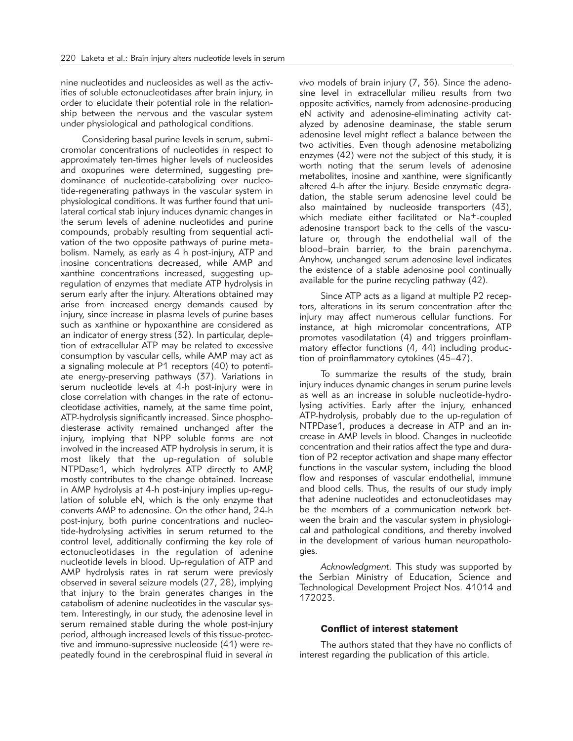nine nucleotides and nucleosides as well as the activities of soluble ectonucleotidases after brain injury, in order to elucidate their potential role in the relationship between the nervous and the vascular system under physiological and pathological conditions.

Considering basal purine levels in serum, submicromolar concentrations of nucleotides in respect to approximately ten-times higher levels of nucleosides and oxopurines were determined, suggesting predominance of nucleotide-catabolizing over nucleotide-regenerating pathways in the vascular system in physiological conditions. It was further found that unilateral cortical stab injury induces dynamic changes in the serum levels of adenine nucleotides and purine compounds, probably resulting from sequential activation of the two opposite pathways of purine metabolism. Namely, as early as 4 h post-injury, ATP and inosine concentrations decreased, while AMP and xanthine concentrations increased, suggesting up-regulation of enzymes that mediate ATP hydrolysis in serum early after the injury. Alterations obtained may arise from increased energy demands caused by injury, since increase in plasma levels of purine bases such as xanthine or hypoxanthine are considered as an indicator of energy stress (32). In particular, depletion of extracellular ATP may be related to excessive consumption by vascular cells, while AMP may act as a signaling molecule at P1 receptors (40) to potentiate energy-preserving pathways (37). Variations in serum nucleotide levels at 4-h post-injury were in close correlation with changes in the rate of ectonucleotidase activities, namely, at the same time point, ATP-hydrolysis significantly increased. Since phosphodiesterase activity remained unchanged after the injury, implying that NPP soluble forms are not involved in the increased ATP hydrolysis in serum, it is most likely that the up-regulation of soluble NTPDase1, which hydrolyzes ATP directly to AMP, mostly contributes to the change obtained. Increase in AMP hydrolysis at 4-h post-injury implies up-regulation of soluble eN, which is the only enzyme that converts AMP to adenosine. On the other hand, 24-h post-injury, both purine concentrations and nucleotide-hydrolysing activities in serum returned to the control level, additionally confirming the key role of ectonucleotidases in the regulation of adenine nucleotide levels in blood. Up-regulation of ATP and AMP hydrolysis rates in rat serum were previously observed in several seizure models (27, 28), implying that injury to the brain generates changes in the catabolism of adenine nucleotides in the vascular system. Interestingly, in our study, the adenosine level in serum remained stable during the whole post-injury period, although increased levels of this tissue-protective and immuno-supressive nucleoside (41) were repeatedly found in the cerebrospinal fluid in several *in vivo* models of brain injury (7, 36). Since the adenosine level in extracellular milieu results from two opposite activities, namely from adenosine-producing eN activity and adenosine-eliminating activity catalyzed by adenosine deaminase, the stable serum adenosine level might reflect a balance between the two activities. Even though adenosine metabolizing enzymes (42) were not the subject of this study, it is worth noting that the serum levels of adenosine metabolites, inosine and xanthine, were significantly altered 4-h after the injury. Beside enzymatic degradation, the stable serum adenosine level could be also maintained by nucleoside transporters (43), which mediate either facilitated or $Na^+$-coupled adenosine transport back to the cells of the vasculature or, through the endothelial wall of the blood–brain barrier, to the brain parenchyma. Anyhow, unchanged serum adenosine level indicates the existence of a stable adenosine pool continually available for the purine recycling pathway (42).

Since ATP acts as a ligand at multiple P2 receptors, alterations in its serum concentration after the injury may affect numerous cellular functions. For instance, at high micromolar concentrations, ATP promotes vasodilatation (4) and triggers proinflammatory effector functions (4, 44) including production of proinflammatory cytokines (45–47).

To summarize the results of the study, brain injury induces dynamic changes in serum purine levels as well as an increase in soluble nucleotide-hydrolysing activities. Early after the injury, enhanced ATP-hydrolysis, probably due to the up-regulation of NTPDase1, produces a decrease in ATP and an increase in AMP levels in blood. Changes in nucleotide concentration and their ratios affect the type and duration of P2 receptor activation and shape many effector functions in the vascular system, including the blood flow and responses of vascular endothelial, immune and blood cells. Thus, the results of our study imply that adenine nucleotides and ectonucleotidases may be the members of a communication network between the brain and the vascular system in physiological and pathological conditions, and thereby involved in the development of various human neuropathologies.

*Acknowledgment.* This study was supported by the Serbian Ministry of Education, Science and Technological Development Project Nos. 41014 and 172023.

## Conflict of interest statement

The authors stated that they have no conflicts of interest regarding the publication of this article.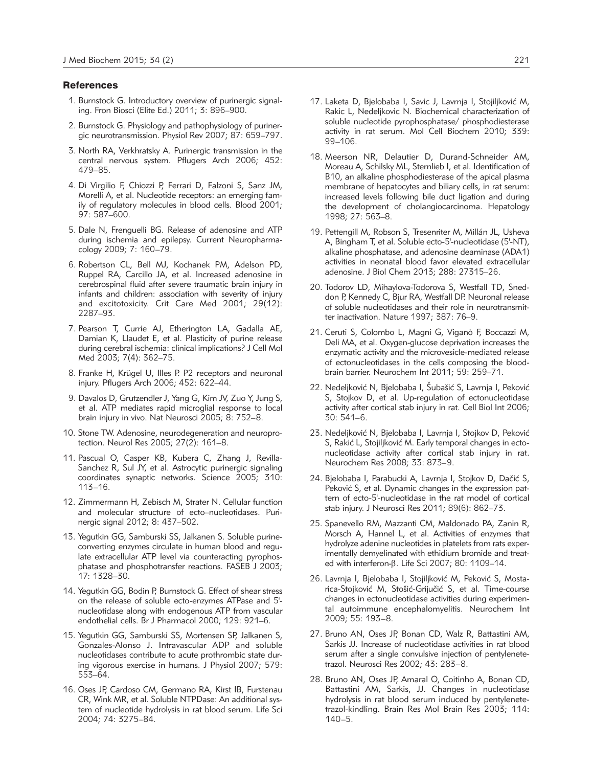## References

1. Burnstock G. Introductory overview of purinergic signaling. Fron Biosci (Elite Ed.) 2011; 3: 896–900.
2. Burnstock G. Physiology and pathophysiology of purinergic neurotransmission. Physiol Rev 2007; 87: 659–797.
3. North RA, Verkhratsky A. Purinergic transmission in the central nervous system. Pflugers Arch 2006; 452: 479–85.
4. Di Virgilio F, Chiozzi P, Ferrari D, Falzoni S, Sanz JM, Morelli A, et al. Nucleotide receptors: an emerging family of regulatory molecules in blood cells. Blood 2001; 97: 587–600.
5. Dale N, Frenguelli BG. Release of adenosine and ATP during ischemia and epilepsy. Current Neuropharmacology 2009; 7: 160–79.
6. Robertson CL, Bell MJ, Kochanek PM, Adelson PD, Ruppel RA, Carcillo JA, et al. Increased adenosine in cerebrospinal fluid after severe traumatic brain injury in infants and children: association with severity of injury and excitotoxicity. Crit Care Med 2001; 29(12): 2287–93.
7. Pearson T, Currie AJ, Etherington LA, Gadalla AE, Damian K, Llaudet E, et al. Plasticity of purine release during cerebral ischemia: clinical implications? J Cell Mol Med 2003; 7(4): 362–75.
8. Franke H, Krügel U, Illes P. P2 receptors and neuronal injury. Pflugers Arch 2006; 452: 622–44.
9. Davalos D, Grutzendler J, Yang G, Kim JV, Zuo Y, Jung S, et al. ATP mediates rapid microglial response to local brain injury in vivo. Nat Neurosci 2005; 8: 752–8.
10. Stone TW. Adenosine, neurodegeneration and neuroprotection. Neurol Res 2005; 27(2): 161–8.
11. Pascual O, Casper KB, Kubera C, Zhang J, Revilla-Sanchez R, Sul JY, et al. Astrocytic purinergic signaling coordinates synaptic networks. Science 2005; 310: 113–16.
12. Zimmermann H, Zebisch M, Strater N. Cellular function and molecular structure of ecto–nucleotidases. Purinergic signal 2012; 8: 437–502.
13. Yegutkin GG, Samburski SS, Jalkanen S. Soluble purine-converting enzymes circulate in human blood and regulate extracellular ATP level via counteracting pyrophosphatase and phosphotransfer reactions. FASEB J 2003; 17: 1328–30.
14. Yegutkin GG, Bodin P, Burnstock G. Effect of shear stress on the release of soluble ecto-enzymes ATPase and 5'-nucleotidase along with endogenous ATP from vascular endothelial cells. Br J Pharmacol 2000; 129: 921–6.
15. Yegutkin GG, Samburski SS, Mortensen SP, Jalkanen S, Gonzales-Alonso J. Intravascular ADP and soluble nucleotidases contribute to acute prothrombic state during vigorous exercise in humans. J Physiol 2007; 579: 553–64.
16. Oses JP, Cardoso CM, Germano RA, Kirst IB, Furstenau CR, Wink MR, et al. Soluble NTPDase: An additional system of nucleotide hydrolysis in rat blood serum. Life Sci 2004; 74: 3275–84.
17. Laketa D, Bjelobaba I, Savic J, Lavrnja I, Stojiljković M, Rakic L, Nedeljkovic N. Biochemical characterization of soluble nucleotide pyrophosphatase/ phosphodiesterase activity in rat serum. Mol Cell Biochem 2010; 339: 99–106.
18. Meerson NR, Delautier D, Durand-Schneider AM, Moreau A, Schilsky ML, Sternlieb I, et al. Identification of B10, an alkaline phosphodiesterase of the apical plasma membrane of hepatocytes and biliary cells, in rat serum: increased levels following bile duct ligation and during the development of cholangiocarcinoma. Hepatology 1998; 27: 563–8.
19. Pettengill M, Robson S, Tresenriter M, Millán JL, Usheva A, Bingham T, et al. Soluble ecto-5'-nucleotidase (5'-NT), alkaline phosphatase, and adenosine deaminase (ADA1) activities in neonatal blood favor elevated extracellular adenosine. J Biol Chem 2013; 288: 27315–26.
20. Todorov LD, Mihaylova-Todorova S, Westfall TD, Sneddon P, Kennedy C, Bjur RA, Westfall DP. Neuronal release of soluble nucleotidases and their role in neurotransmitter inactivation. Nature 1997; 387: 76–9.
21. Ceruti S, Colombo L, Magni G, Viganò F, Boccazzi M, Deli MA, et al. Oxygen-glucose deprivation increases the enzymatic activity and the microvesicle-mediated release of ectonucleotidases in the cells composing the blood-brain barrier. Neurochem Int 2011; 59: 259–71.
22. Nedeljković N, Bjelobaba I, Šubašić S, Lavrnja I, Peković S, Stojkov D, et al. Up-regulation of ectonucleotidase activity after cortical stab injury in rat. Cell Biol Int 2006; 30: 541–6.
23. Nedeljković N, Bjelobaba I, Lavrnja I, Stojkov D, Peković S, Rakić L, Stojiljković M. Early temporal changes in ectonucleotidase activity after cortical stab injury in rat. Neurochem Res 2008; 33: 873–9.
24. Bjelobaba I, Parabucki A, Lavrnja I, Stojkov D, Dačić S, Peković S, et al. Dynamic changes in the expression pattern of ecto-5'-nucleotidase in the rat model of cortical stab injury. J Neurosci Res 2011; 89(6): 862–73.
25. Spanevello RM, Mazzanti CM, Maldonado PA, Zanin R, Morsch A, Hannel L, et al. Activities of enzymes that hydrolyze adenine nucleotides in platelets from rats experimentally demyelinated with ethidium bromide and treated with interferon-β. Life Sci 2007; 80: 1109–14.
26. Lavrnja I, Bjelobaba I, Stojiljković M, Peković S, Mostarica-Stojković M, Stošić-Grijučić S, et al. Time-course changes in ectonucleotidase activities during experimental autoimmune encephalomyelitis. Neurochem Int 2009; 55: 193–8.
27. Bruno AN, Oses JP, Bonan CD, Walz R, Battastini AM, Sarkis JJ. Increase of nucleotidase activities in rat blood serum after a single convulsive injection of pentylenetetrazol. Neurosci Res 2002; 43: 283–8.
28. Bruno AN, Oses JP, Amaral O, Coitinho A, Bonan CD, Battastini AM, Sarkis, JJ. Changes in nucleotidase hydrolysis in rat blood serum induced by pentylenetetrazol-kindling. Brain Res Mol Brain Res 2003; 114: 140–5.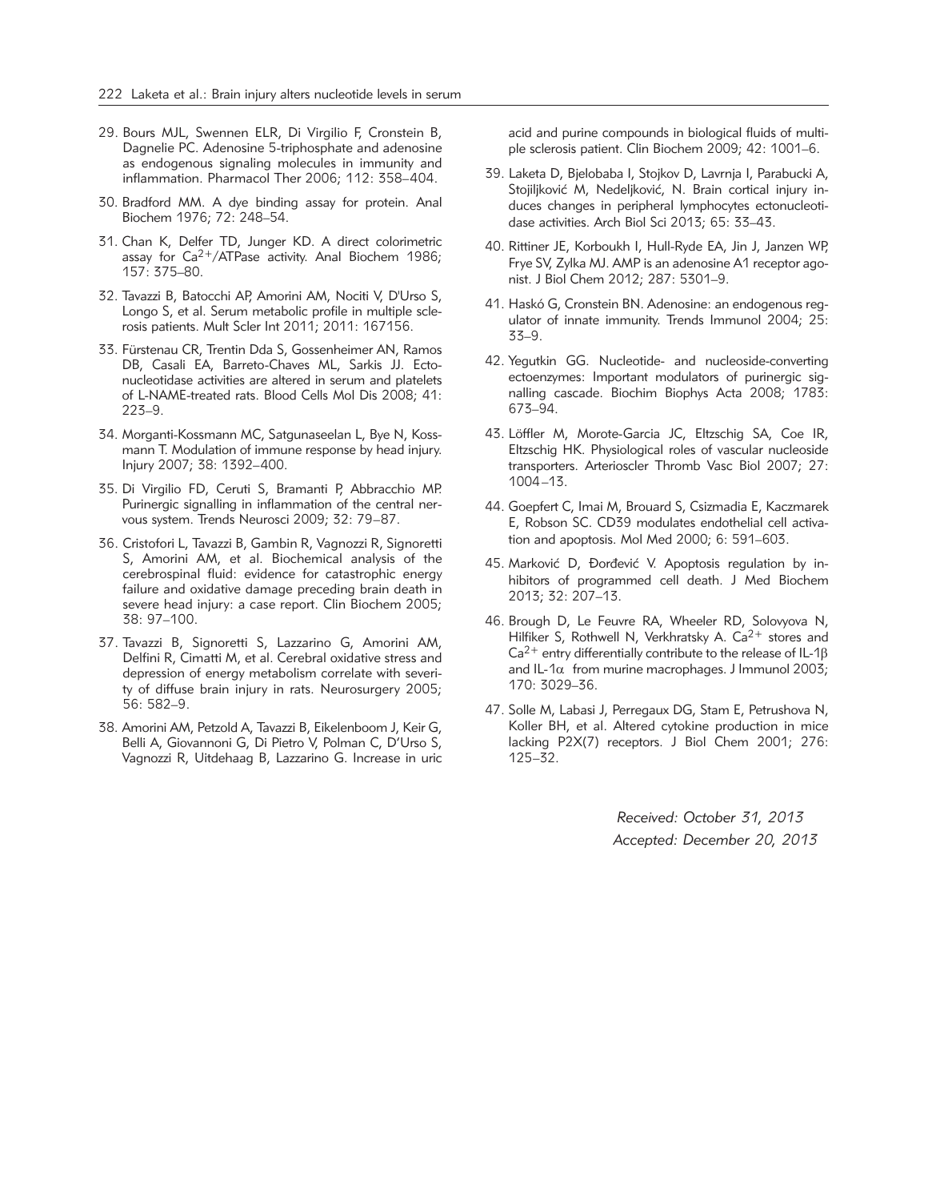29. Bours MJL, Swennen ELR, Di Virgilio F, Cronstein B, Dagnelie PC. Adenosine 5-triphosphate and adenosine as endogenous signaling molecules in immunity and inflammation. Pharmacol Ther 2006; 112: 358–404.

30. Bradford MM. A dye binding assay for protein. Anal Biochem 1976; 72: 248–54.

31. Chan K, Delfer TD, Junger KD. A direct colorimetric assay for $Ca^{2+}$/ATPase activity. Anal Biochem 1986; 157: 375–80.

32. Tavazzi B, Batocchi AP, Amorini AM, Nociti V, D'Urso S, Longo S, et al. Serum metabolic profile in multiple sclerosis patients. Mult Scler Int 2011; 2011: 167156.

33. Fürstenau CR, Trentin Dda S, Gossenheimer AN, Ramos DB, Casali EA, Barreto-Chaves ML, Sarkis JJ. Ectonucleotidase activities are altered in serum and platelets of L-NAME-treated rats. Blood Cells Mol Dis 2008; 41: 223–9.

34. Morganti-Kossmann MC, Satgunaseelan L, Bye N, Kossmann T. Modulation of immune response by head injury. Injury 2007; 38: 1392–400.

35. Di Virgilio FD, Ceruti S, Bramanti P, Abbracchio MP. Purinergic signalling in inflammation of the central nervous system. Trends Neurosci 2009; 32: 79–87.

36. Cristofori L, Tavazzi B, Gambin R, Vagnozzi R, Signoretti S, Amorini AM, et al. Biochemical analysis of the cerebrospinal fluid: evidence for catastrophic energy failure and oxidative damage preceding brain death in severe head injury: a case report. Clin Biochem 2005; 38: 97–100.

37. Tavazzi B, Signoretti S, Lazzarino G, Amorini AM, Delfini R, Cimatti M, et al. Cerebral oxidative stress and depression of energy metabolism correlate with severity of diffuse brain injury in rats. Neurosurgery 2005; 56: 582–9.

38. Amorini AM, Petzold A, Tavazzi B, Eikelenboom J, Keir G, Belli A, Giovannoni G, Di Pietro V, Polman C, D'Urso S, Vagnozzi R, Uitdehaag B, Lazzarino G. Increase in uric acid and purine compounds in biological fluids of multiple sclerosis patient. Clin Biochem 2009; 42: 1001–6.

39. Laketa D, Bjelobaba I, Stojkov D, Lavrnja I, Parabucki A, Stojiljković M, Nedeljković, N. Brain cortical injury induces changes in peripheral lymphocytes ectonucleotidase activities. Arch Biol Sci 2013; 65: 33–43.

40. Rittiner JE, Korboukh I, Hull-Ryde EA, Jin J, Janzen WP, Frye SV, Zylka MJ. AMP is an adenosine A1 receptor agonist. J Biol Chem 2012; 287: 5301–9.

41. Haskó G, Cronstein BN. Adenosine: an endogenous regulator of innate immunity. Trends Immunol 2004; 25: 33–9.

42. Yegutkin GG. Nucleotide- and nucleoside-converting ectoenzymes: Important modulators of purinergic signalling cascade. Biochim Biophys Acta 2008; 1783: 673–94.

43. Löffler M, Morote-Garcia JC, Eltzschig SA, Coe IR, Eltzschig HK. Physiological roles of vascular nucleoside transporters. Arterioscler Thromb Vasc Biol 2007; 27: 1004–13.

44. Goepfert C, Imai M, Brouard S, Csizmadia E, Kaczmarek E, Robson SC. CD39 modulates endothelial cell activation and apoptosis. Mol Med 2000; 6: 591–603.

45. Marković D, Đorđević V. Apoptosis regulation by inhibitors of programmed cell death. J Med Biochem 2013; 32: 207–13.

46. Brough D, Le Feuvre RA, Wheeler RD, Solovyova N, Hilfiker S, Rothwell N, Verkhratsky A. $Ca^{2+}$ stores and $Ca^{2+}$ entry differentially contribute to the release of IL-1$\beta$ and IL-1$\alpha$ from murine macrophages. J Immunol 2003; 170: 3029–36.

47. Solle M, Labasi J, Perregaux DG, Stam E, Petrushova N, Koller BH, et al. Altered cytokine production in mice lacking P2X(7) receptors. J Biol Chem 2001; 276: 125–32.

*Received: October 31, 2013*
*Accepted: December 20, 2013*